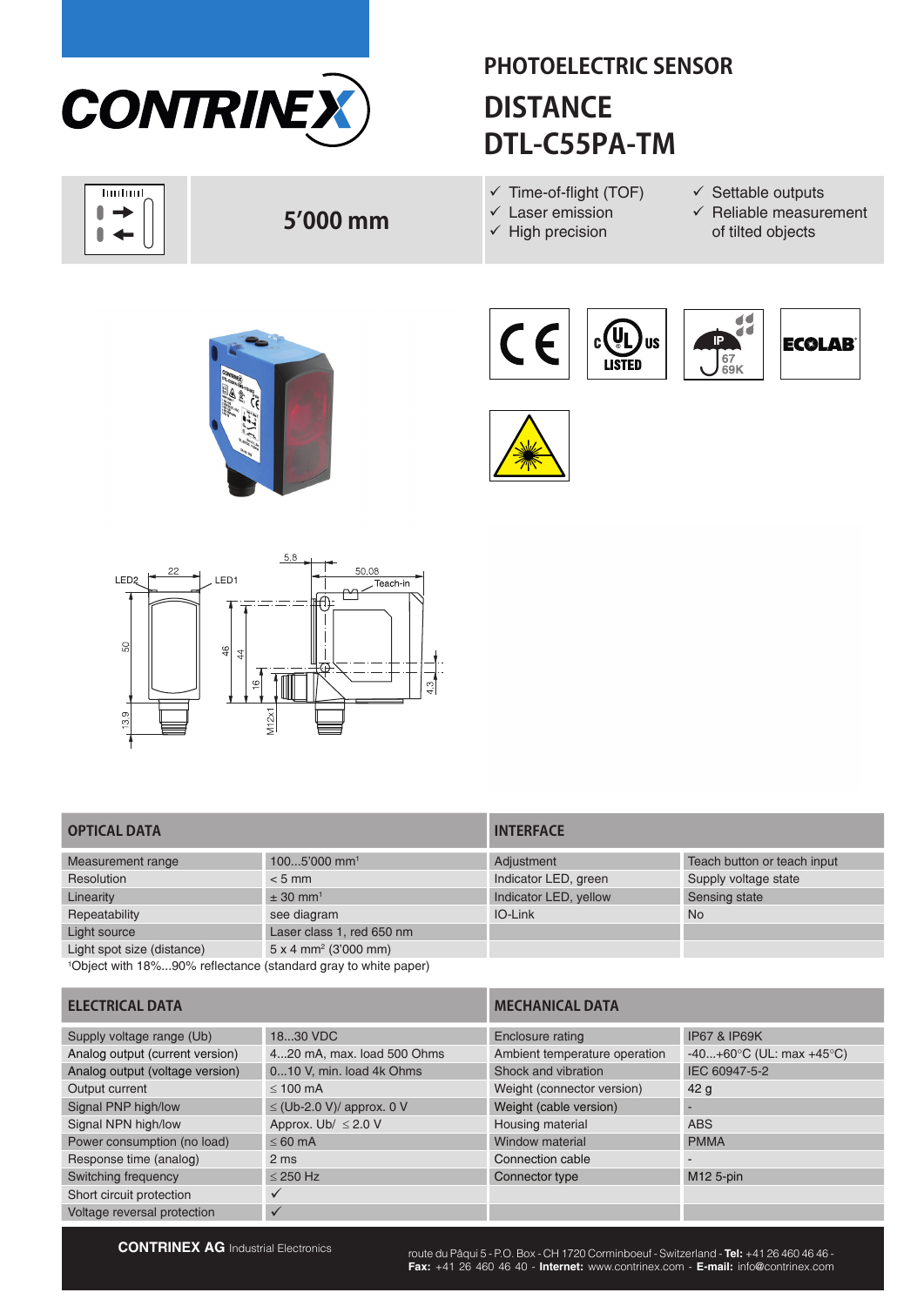CONTRINEX

# PHOTOELECTRIC SENSOR

# DISTANCE DTL-C55PA-TM

**5'000 mm**

- ✓ Time-of-flight (TOF)
- ✓ Laser emission
- ✓ High precision
- ✓ Settable outputs
- ✓ Reliable measurement of tilted objects

| OPTICAL DATA | |
|---|---|
| Measurement range | 100...5'000 mm[1] |
| Resolution | < 5 mm |
| Linearity | ± 30 mm[1] |
| Repeatability | see diagram |
| Light source | Laser class 1, red 650 nm |
| Light spot size (distance) | 5 x 4 mm² (3'000 mm) |

[1]Object with 18%...90% reflectance (standard gray to white paper)

| INTERFACE | |
|---|---|
| Adjustment | Teach button or teach input |
| Indicator LED, green | Supply voltage state |
| Indicator LED, yellow | Sensing state |
| IO-Link | No |

| ELECTRICAL DATA | |
|---|---|
| Supply voltage range (Ub) | 18...30 VDC |
| Analog output (current version) | 4...20 mA, max. load 500 Ohms |
| Analog output (voltage version) | 0...10 V, min. load 4k Ohms |
| Output current | ≤ 100 mA |
| Signal PNP high/low | ≤ (Ub-2.0 V)/ approx. 0 V |
| Signal NPN high/low | Approx. Ub/ ≤ 2.0 V |
| Power consumption (no load) | ≤ 60 mA |
| Response time (analog) | 2 ms |
| Switching frequency | ≤ 250 Hz |
| Short circuit protection | ✓ |
| Voltage reversal protection | ✓ |

| MECHANICAL DATA | |
|---|---|
| Enclosure rating | IP67 & IP69K |
| Ambient temperature operation | -40...+60°C (UL: max +45°C) |
| Shock and vibration | IEC 60947-5-2 |
| Weight (connector version) | 42 g |
| Weight (cable version) | - |
| Housing material | ABS |
| Window material | PMMA |
| Connection cable | - |
| Connector type | M12 5-pin |

**CONTRINEX AG** Industrial Electronics

route du Pâqui 5 - P.O. Box - CH 1720 Corminboeuf - Switzerland - **Tel:** +41 26 460 46 46 - **Fax:** +41 26 460 46 40 - **Internet:** www.contrinex.com - **E-mail:** info@contrinex.com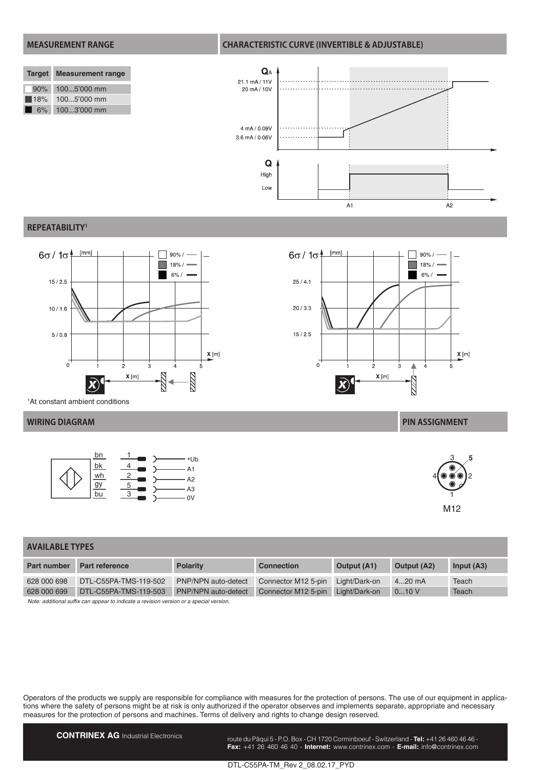## MEASUREMENT RANGE

| Target | Measurement range |
|---|---|
| 90% | 100...5'000 mm |
| 18% | 100...5'000 mm |
| 6% | 100...3'000 mm |

## CHARACTERISTIC CURVE (INVERTIBLE & ADJUSTABLE)

$Q_A$: 21.1 mA / 11V; 20 mA / 10V; 4 mA / 0.09V; 3.6 mA / 0.06V

Q: High; Low

A1 A2

## REPEATABILITY[1]

$6\sigma / 1\sigma$ [mm]: 15 / 2.5; 10 / 1.6; 5 / 0.8 — X [m]: 0 1 2 3 4 5 — 90% / 18% / 6%

$6\sigma / 1\sigma$ [mm]: 25 / 4.1; 20 / 3.3; 15 / 2.5 — X [m]: 0 1 2 3 4 5 — 90% / 18% / 6%

[1]At constant ambient conditions

## WIRING DIAGRAM

| Wire | Pin | Function |
|---|---|---|
| bn | 1 | +Ub |
| bk | 4 | A1 |
| wh | 2 | A2 |
| gy | 5 | A3 |
| bu | 3 | 0V |

## PIN ASSIGNMENT

M12

## AVAILABLE TYPES

| Part number | Part reference | Polarity | Connection | Output (A1) | Output (A2) | Input (A3) |
|---|---|---|---|---|---|---|
| 628 000 698 | DTL-C55PA-TMS-119-502 | PNP/NPN auto-detect | Connector M12 5-pin | Light/Dark-on | 4...20 mA | Teach |
| 628 000 699 | DTL-C55PA-TMS-119-503 | PNP/NPN auto-detect | Connector M12 5-pin | Light/Dark-on | 0...10 V | Teach |

*Note: additional suffix can appear to indicate a revision version or a special version.*

Operators of the products we supply are responsible for compliance with measures for the protection of persons. The use of our equipment in applications where the safety of persons might be at risk is only authorized if the operator observes and implements separate, appropriate and necessary measures for the protection of persons and machines. Terms of delivery and rights to change design reserved.

**CONTRINEX AG** Industrial Electronics

route du Pâqui 5 - P.O. Box - CH 1720 Corminboeuf - Switzerland - **Tel:** +41 26 460 46 46 - **Fax:** +41 26 460 46 40 - **Internet:** www.contrinex.com - **E-mail:** info@contrinex.com

DTL-C55PA-TM_Rev 2_08.02.17_PYD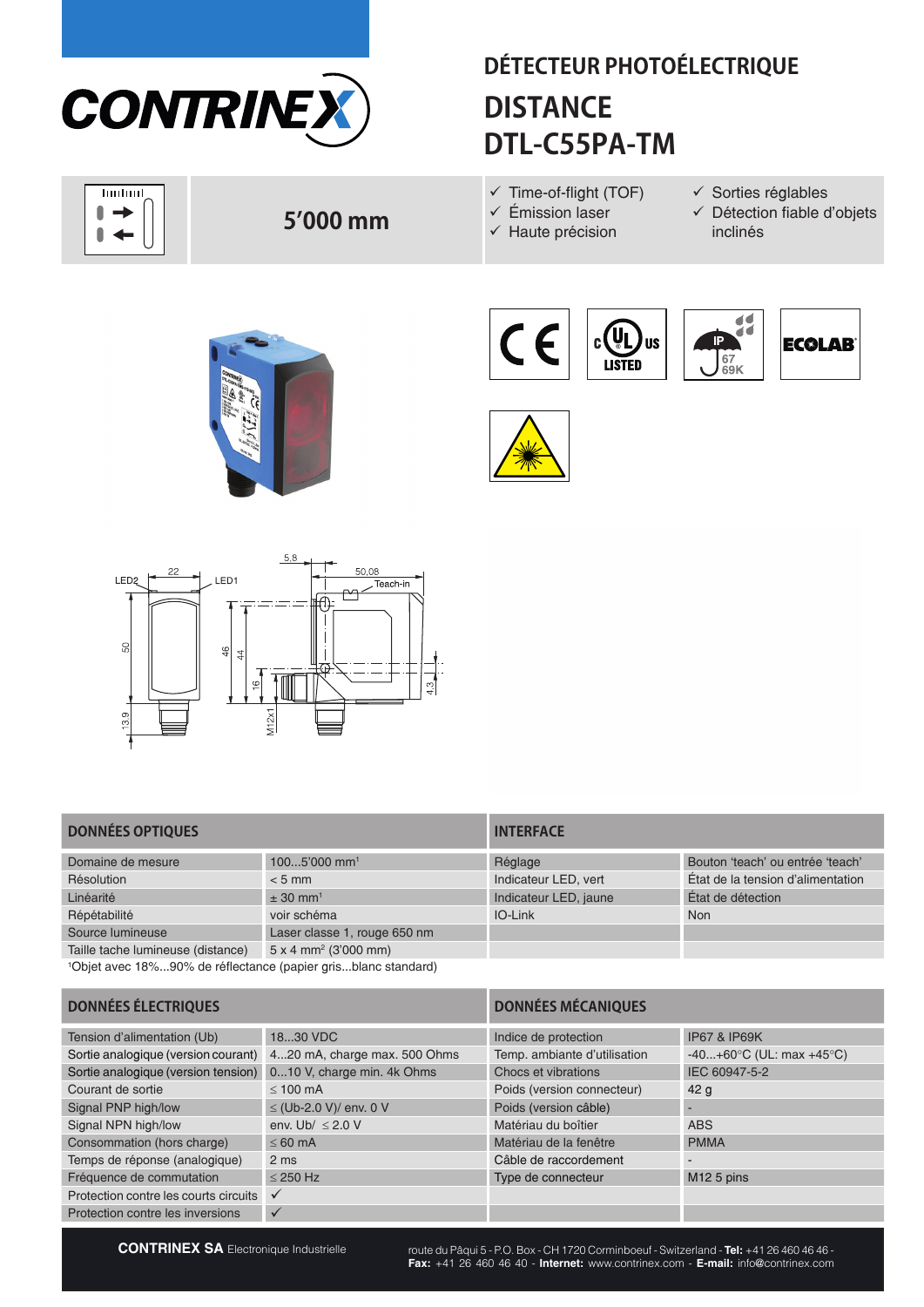# DÉTECTEUR PHOTOÉLECTRIQUE

# DISTANCE DTL-C55PA-TM

**5'000 mm**

- ✓ Time-of-flight (TOF)
- ✓ Émission laser
- ✓ Haute précision
- ✓ Sorties réglables
- ✓ Détection fiable d'objets inclinés

## DONNÉES OPTIQUES

| | |
|---|---|
| Domaine de mesure | 100...5'000 mm[1] |
| Résolution | < 5 mm |
| Linéarité | ± 30 mm[1] |
| Répétabilité | voir schéma |
| Source lumineuse | Laser classe 1, rouge 650 nm |
| Taille tache lumineuse (distance) | 5 x 4 mm² (3'000 mm) |

[1]Objet avec 18%...90% de réflectance (papier gris...blanc standard)

## INTERFACE

| | |
|---|---|
| Réglage | Bouton 'teach' ou entrée 'teach' |
| Indicateur LED, vert | État de la tension d'alimentation |
| Indicateur LED, jaune | État de détection |
| IO-Link | Non |

## DONNÉES ÉLECTRIQUES

| | |
|---|---|
| Tension d'alimentation (Ub) | 18...30 VDC |
| Sortie analogique (version courant) | 4...20 mA, charge max. 500 Ohms |
| Sortie analogique (version tension) | 0...10 V, charge min. 4k Ohms |
| Courant de sortie | ≤ 100 mA |
| Signal PNP high/low | ≤ (Ub-2.0 V)/ env. 0 V |
| Signal NPN high/low | env. Ub/ ≤ 2.0 V |
| Consommation (hors charge) | ≤ 60 mA |
| Temps de réponse (analogique) | 2 ms |
| Fréquence de commutation | ≤ 250 Hz |
| Protection contre les courts circuits | ✓ |
| Protection contre les inversions | ✓ |

## DONNÉES MÉCANIQUES

| | |
|---|---|
| Indice de protection | IP67 & IP69K |
| Temp. ambiante d'utilisation | -40...+60°C (UL: max +45°C) |
| Chocs et vibrations | IEC 60947-5-2 |
| Poids (version connecteur) | 42 g |
| Poids (version câble) | - |
| Matériau du boîtier | ABS |
| Matériau de la fenêtre | PMMA |
| Câble de raccordement | - |
| Type de connecteur | M12 5 pins |

**CONTRINEX SA** Electronique Industrielle

route du Pâqui 5 - P.O. Box - CH 1720 Corminboeuf - Switzerland - **Tel:** +41 26 460 46 46 - **Fax:** +41 26 460 46 40 - **Internet:** www.contrinex.com - **E-mail:** info@contrinex.com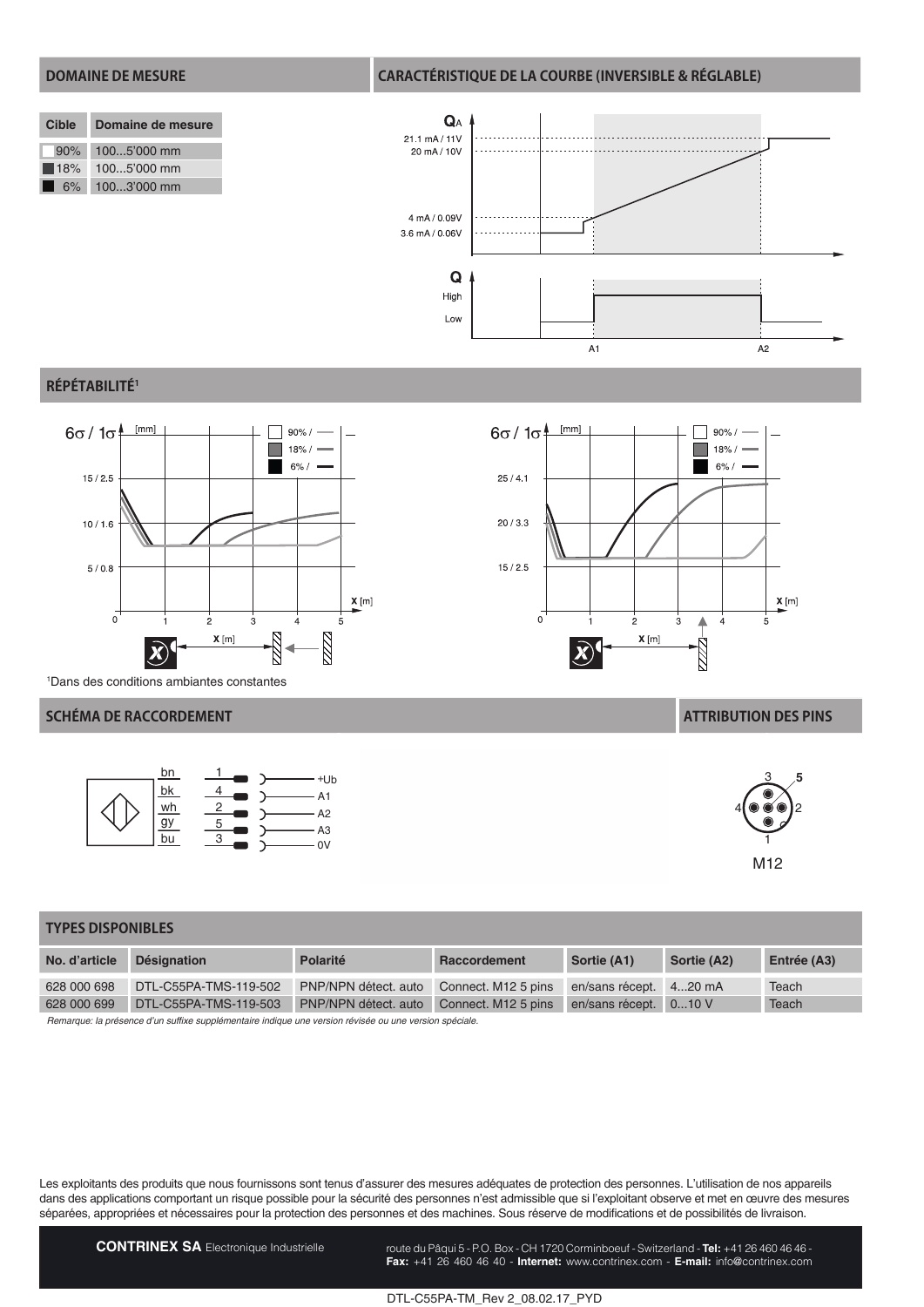## DOMAINE DE MESURE

| Cible | Domaine de mesure |
| --- | --- |
| 90% | 100...5'000 mm |
| 18% | 100...5'000 mm |
| 6% | 100...3'000 mm |

## CARACTÉRISTIQUE DE LA COURBE (INVERSIBLE & RÉGLABLE)

## RÉPÉTABILITÉ[1]

[1]Dans des conditions ambiantes constantes

## SCHÉMA DE RACCORDEMENT

| Couleur | Pin | Fonction |
| --- | --- | --- |
| bn | 1 | +Ub |
| bk | 4 | A1 |
| wh | 2 | A2 |
| gy | 5 | A3 |
| bu | 3 | 0V |

## ATTRIBUTION DES PINS

M12

## TYPES DISPONIBLES

| No. d'article | Désignation | Polarité | Raccordement | Sortie (A1) | Sortie (A2) | Entrée (A3) |
| --- | --- | --- | --- | --- | --- | --- |
| 628 000 698 | DTL-C55PA-TMS-119-502 | PNP/NPN détect. auto | Connect. M12 5 pins | en/sans récept. | 4...20 mA | Teach |
| 628 000 699 | DTL-C55PA-TMS-119-503 | PNP/NPN détect. auto | Connect. M12 5 pins | en/sans récept. | 0...10 V | Teach |

*Remarque: la présence d'un suffixe supplémentaire indique une version révisée ou une version spéciale.*

Les exploitants des produits que nous fournissons sont tenus d'assurer des mesures adéquates de protection des personnes. L'utilisation de nos appareils dans des applications comportant un risque possible pour la sécurité des personnes n'est admissible que si l'exploitant observe et met en œuvre des mesures séparées, appropriées et nécessaires pour la protection des personnes et des machines. Sous réserve de modifications et de possibilités de livraison.

**CONTRINEX SA** Electronique Industrielle — route du Pâqui 5 - P.O. Box - CH 1720 Corminboeuf - Switzerland - **Tel:** +41 26 460 46 46 - **Fax:** +41 26 460 46 40 - **Internet:** www.contrinex.com - **E-mail:** info@contrinex.com

DTL-C55PA-TM_Rev 2_08.02.17_PYD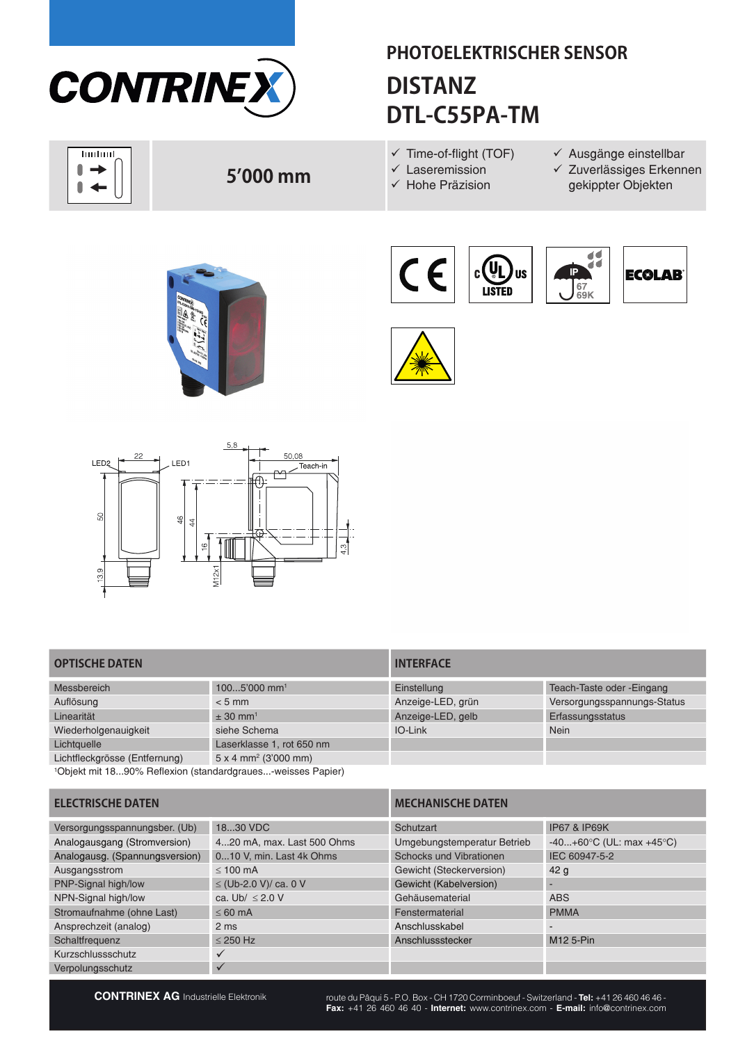# PHOTOELEKTRISCHER SENSOR

# DISTANZ DTL-C55PA-TM

**5'000 mm**

- ✓ Time-of-flight (TOF)
- ✓ Laseremission
- ✓ Hohe Präzision
- ✓ Ausgänge einstellbar
- ✓ Zuverlässiges Erkennen gekippter Objekten

## OPTISCHE DATEN

| | |
|---|---|
| Messbereich | 100...5'000 mm[1] |
| Auflösung | < 5 mm |
| Linearität | ± 30 mm[1] |
| Wiederholgenauigkeit | siehe Schema |
| Lichtquelle | Laserklasse 1, rot 650 nm |
| Lichtfleckgrösse (Entfernung) | 5 x 4 mm² (3'000 mm) |

[1]Objekt mit 18...90% Reflexion (standardgraues...-weisses Papier)

## INTERFACE

| | |
|---|---|
| Einstellung | Teach-Taste oder -Eingang |
| Anzeige-LED, grün | Versorgungsspannungs-Status |
| Anzeige-LED, gelb | Erfassungsstatus |
| IO-Link | Nein |

## ELECTRISCHE DATEN

| | |
|---|---|
| Versorgungsspannungsber. (Ub) | 18...30 VDC |
| Analogausgang (Stromversion) | 4...20 mA, max. Last 500 Ohms |
| Analogausg. (Spannungsversion) | 0...10 V, min. Last 4k Ohms |
| Ausgangsstrom | ≤ 100 mA |
| PNP-Signal high/low | ≤ (Ub-2.0 V)/ ca. 0 V |
| NPN-Signal high/low | ca. Ub/ ≤ 2.0 V |
| Stromaufnahme (ohne Last) | ≤ 60 mA |
| Ansprechzeit (analog) | 2 ms |
| Schaltfrequenz | ≤ 250 Hz |
| Kurzschlussschutz | ✓ |
| Verpolungsschutz | ✓ |

## MECHANISCHE DATEN

| | |
|---|---|
| Schutzart | IP67 & IP69K |
| Umgebungstemperatur Betrieb | -40...+60°C (UL: max +45°C) |
| Schocks und Vibrationen | IEC 60947-5-2 |
| Gewicht (Steckerversion) | 42 g |
| Gewicht (Kabelversion) | - |
| Gehäusematerial | ABS |
| Fenstermaterial | PMMA |
| Anschlusskabel | - |
| Anschlussstecker | M12 5-Pin |

**CONTRINEX AG** Industrielle Elektronik

route du Pâqui 5 - P.O. Box - CH 1720 Corminboeuf - Switzerland - **Tel:** +41 26 460 46 46 - **Fax:** +41 26 460 46 40 - **Internet:** www.contrinex.com - **E-mail:** info@contrinex.com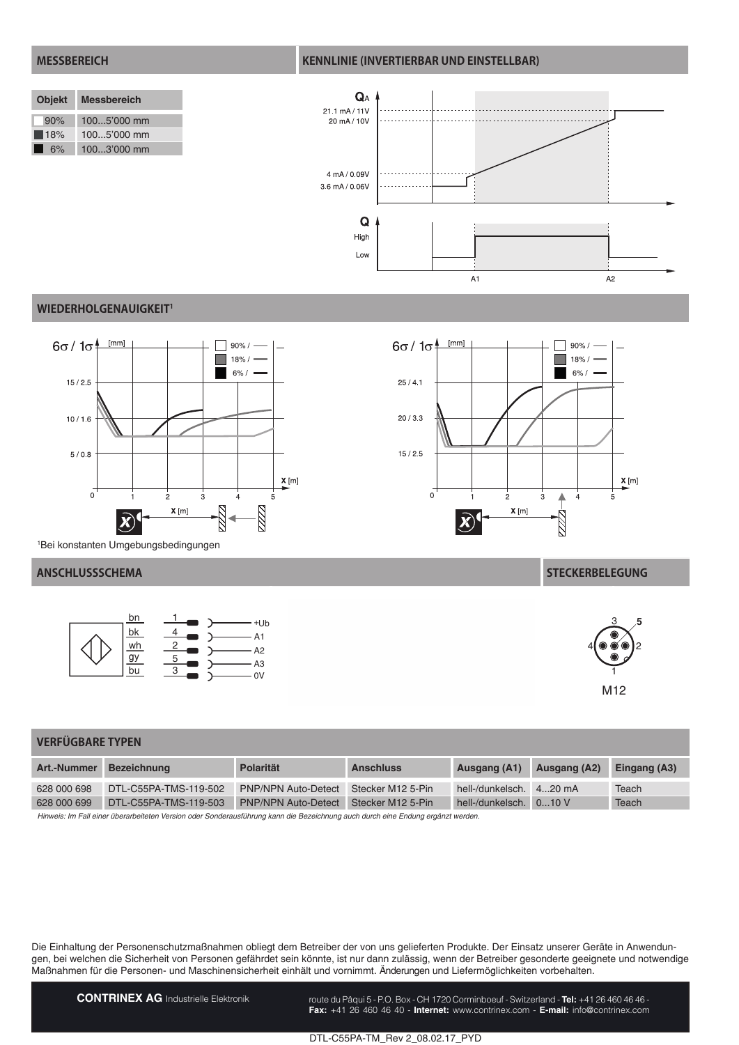## MESSBEREICH

| Objekt | Messbereich |
|---|---|
| 90% | 100...5'000 mm |
| 18% | 100...5'000 mm |
| 6% | 100...3'000 mm |

## KENNLINIE (INVERTIERBAR UND EINSTELLBAR)

$Q_A$
21.1 mA / 11V
20 mA / 10V
4 mA / 0.09V
3.6 mA / 0.06V

Q
High
Low
A1
A2

## WIEDERHOLGENAUIGKEIT[1]

$6\sigma$ / $1\sigma$ [mm]
15 / 2.5
10 / 1.6
5 / 0.8
0 1 2 3 4 5
X [m]
90% /
18% /
6% /

$6\sigma$ / $1\sigma$ [mm]
25 / 4.1
20 / 3.3
15 / 2.5
0 1 2 3 4 5
X [m]
90% /
18% /
6% /

[1]Bei konstanten Umgebungsbedingungen

## ANSCHLUSSSCHEMA

bn 1 +Ub
bk 4 A1
wh 2 A2
gy 5 A3
bu 3 0V

## STECKERBELEGUNG

3 5
4 2
1
M12

## VERFÜGBARE TYPEN

| Art.-Nummer | Bezeichnung | Polarität | Anschluss | Ausgang (A1) | Ausgang (A2) | Eingang (A3) |
|---|---|---|---|---|---|---|
| 628 000 698 | DTL-C55PA-TMS-119-502 | PNP/NPN Auto-Detect | Stecker M12 5-Pin | hell-/dunkelsch. | 4...20 mA | Teach |
| 628 000 699 | DTL-C55PA-TMS-119-503 | PNP/NPN Auto-Detect | Stecker M12 5-Pin | hell-/dunkelsch. | 0...10 V | Teach |

*Hinweis: Im Fall einer überarbeiteten Version oder Sonderausführung kann die Bezeichnung auch durch eine Endung ergänzt werden.*

Die Einhaltung der Personenschutzmaßnahmen obliegt dem Betreiber der von uns gelieferten Produkte. Der Einsatz unserer Geräte in Anwendungen, bei welchen die Sicherheit von Personen gefährdet sein könnte, ist nur dann zulässig, wenn der Betreiber gesonderte geeignete und notwendige Maßnahmen für die Personen- und Maschinensicherheit einhält und vornimmt. Änderungen und Liefermöglichkeiten vorbehalten.

**CONTRINEX AG** Industrielle Elektronik

route du Pâqui 5 - P.O. Box - CH 1720 Corminboeuf - Switzerland - **Tel:** +41 26 460 46 46 - **Fax:** +41 26 460 46 40 - **Internet:** www.contrinex.com - **E-mail:** info@contrinex.com

DTL-C55PA-TM_Rev 2_08.02.17_PYD